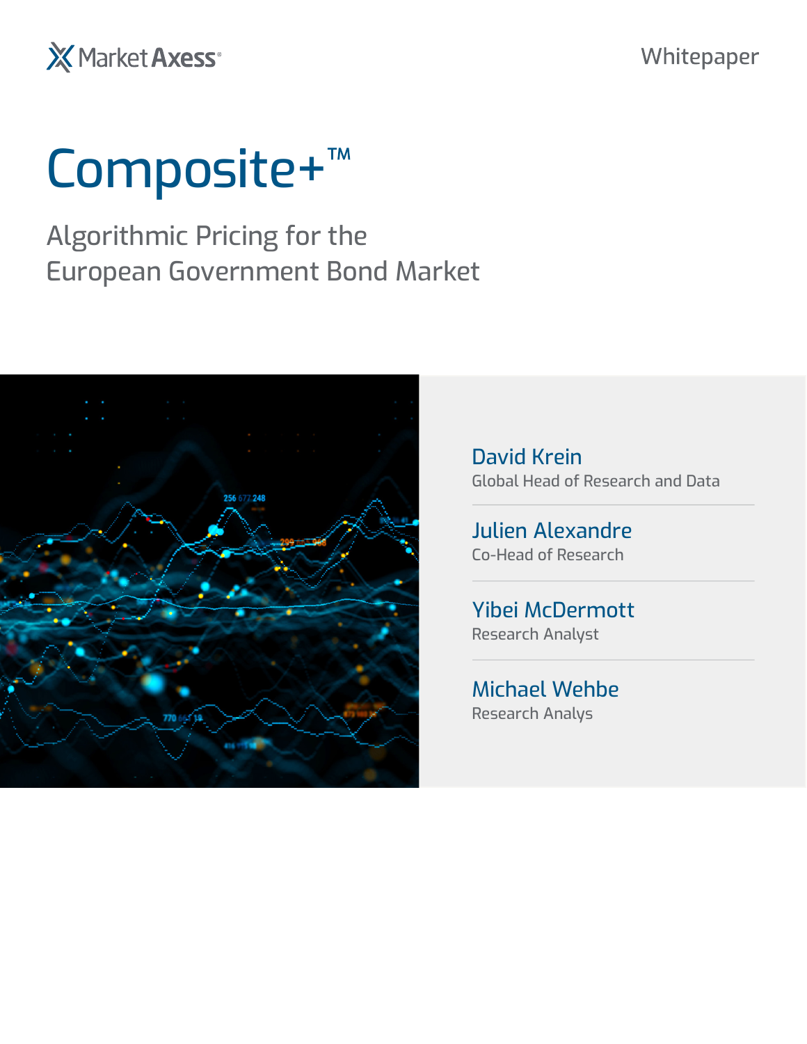MarketAxess

Whitepaper

# Composite+™

## Algorithmic Pricing for the European Government Bond Market

**David Krein**
Global Head of Research and Data

**Julien Alexandre**
Co-Head of Research

**Yibei McDermott**
Research Analyst

**Michael Wehbe**
Research Analys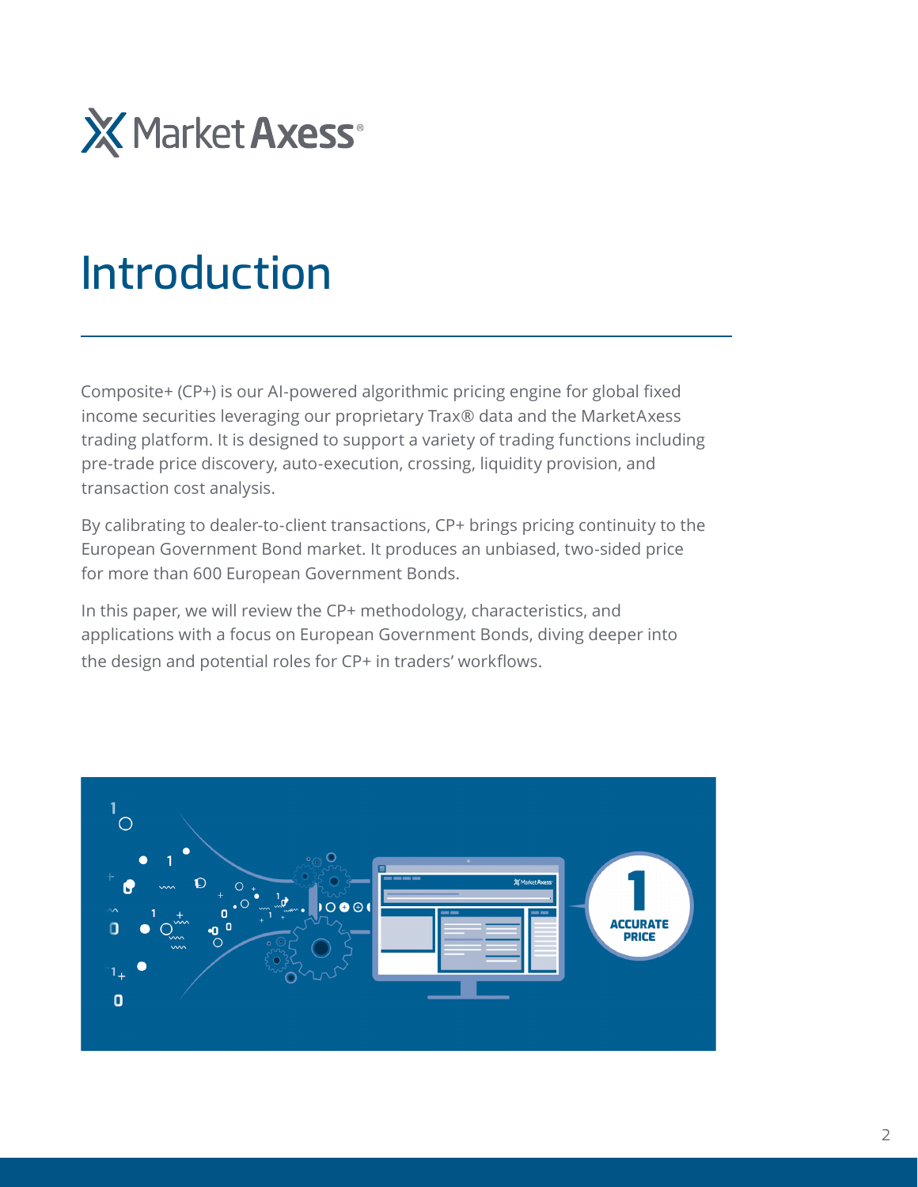# Introduction

Composite+ (CP+) is our AI-powered algorithmic pricing engine for global fixed income securities leveraging our proprietary Trax® data and the MarketAxess trading platform. It is designed to support a variety of trading functions including pre-trade price discovery, auto-execution, crossing, liquidity provision, and transaction cost analysis.

By calibrating to dealer-to-client transactions, CP+ brings pricing continuity to the European Government Bond market. It produces an unbiased, two-sided price for more than 600 European Government Bonds.

In this paper, we will review the CP+ methodology, characteristics, and applications with a focus on European Government Bonds, diving deeper into the design and potential roles for CP+ in traders' workflows.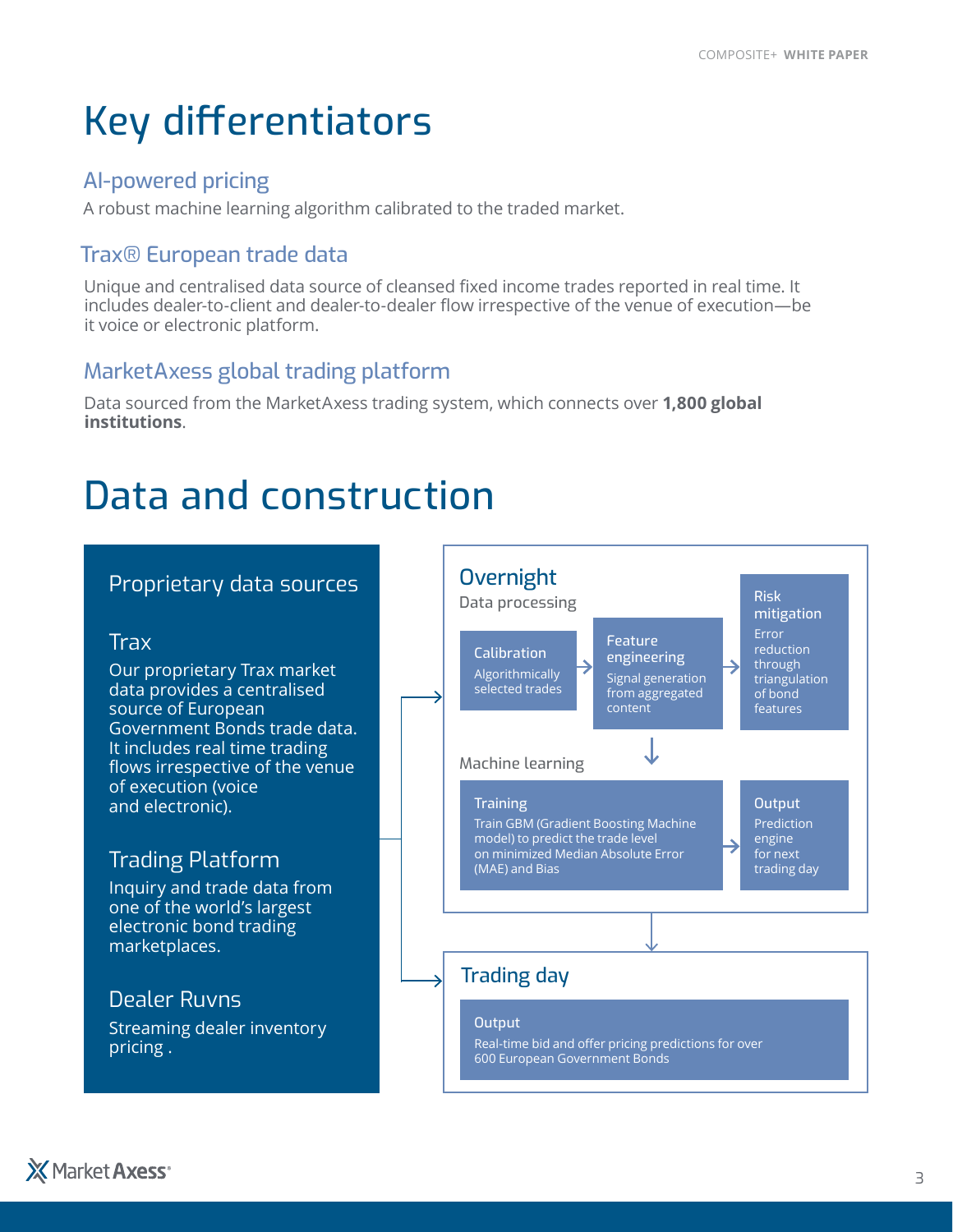# Key differentiators

### AI-powered pricing

A robust machine learning algorithm calibrated to the traded market.

### Trax® European trade data

Unique and centralised data source of cleansed fixed income trades reported in real time. It includes dealer-to-client and dealer-to-dealer flow irrespective of the venue of execution—be it voice or electronic platform.

### MarketAxess global trading platform

Data sourced from the MarketAxess trading system, which connects over **1,800 global institutions**.

# Data and construction

## Proprietary data sources

### Trax

Our proprietary Trax market data provides a centralised source of European Government Bonds trade data. It includes real time trading flows irrespective of the venue of execution (voice and electronic).

### Trading Platform

Inquiry and trade data from one of the world's largest electronic bond trading marketplaces.

### Dealer Ruvns

Streaming dealer inventory pricing .

## Overnight

Data processing

**Calibration**
Algorithmically selected trades

→ **Feature engineering**
Signal generation from aggregated content

→ **Risk mitigation**
Error reduction through triangulation of bond features

Machine learning

**Training**
Train GBM (Gradient Boosting Machine model) to predict the trade level on minimized Median Absolute Error (MAE) and Bias

→ **Output**
Prediction engine for next trading day

## Trading day

**Output**
Real-time bid and offer pricing predictions for over 600 European Government Bonds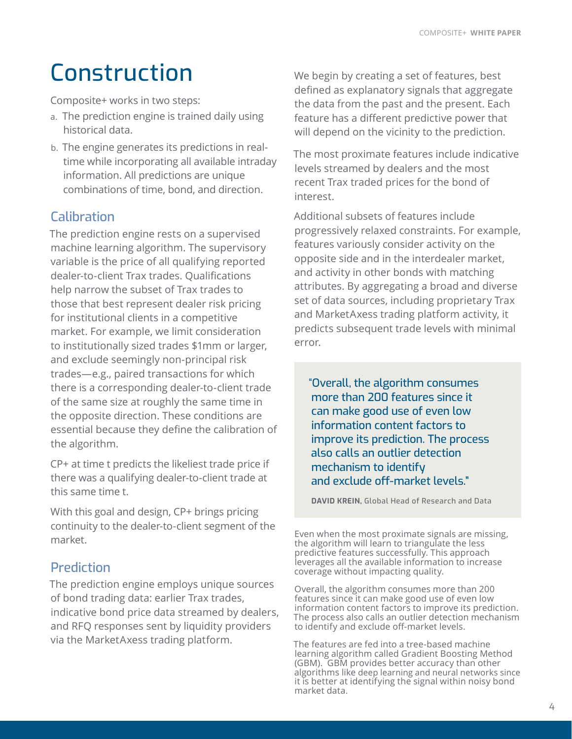# Construction

Composite+ works in two steps:

a. The prediction engine is trained daily using historical data.

b. The engine generates its predictions in real-time while incorporating all available intraday information. All predictions are unique combinations of time, bond, and direction.

## Calibration

The prediction engine rests on a supervised machine learning algorithm. The supervisory variable is the price of all qualifying reported dealer-to-client Trax trades. Qualifications help narrow the subset of Trax trades to those that best represent dealer risk pricing for institutional clients in a competitive market. For example, we limit consideration to institutionally sized trades $1mm or larger, and exclude seemingly non-principal risk trades—e.g., paired transactions for which there is a corresponding dealer-to-client trade of the same size at roughly the same time in the opposite direction. These conditions are essential because they define the calibration of the algorithm.

CP+ at time t predicts the likeliest trade price if there was a qualifying dealer-to-client trade at this same time t.

With this goal and design, CP+ brings pricing continuity to the dealer-to-client segment of the market.

## Prediction

The prediction engine employs unique sources of bond trading data: earlier Trax trades, indicative bond price data streamed by dealers, and RFQ responses sent by liquidity providers via the MarketAxess trading platform.

We begin by creating a set of features, best defined as explanatory signals that aggregate the data from the past and the present. Each feature has a different predictive power that will depend on the vicinity to the prediction.

The most proximate features include indicative levels streamed by dealers and the most recent Trax traded prices for the bond of interest.

Additional subsets of features include progressively relaxed constraints. For example, features variously consider activity on the opposite side and in the interdealer market, and activity in other bonds with matching attributes. By aggregating a broad and diverse set of data sources, including proprietary Trax and MarketAxess trading platform activity, it predicts subsequent trade levels with minimal error.

> "Overall, the algorithm consumes more than 200 features since it can make good use of even low information content factors to improve its prediction. The process also calls an outlier detection mechanism to identify and exclude off-market levels."
>
> **DAVID KREIN**, Global Head of Research and Data

Even when the most proximate signals are missing, the algorithm will learn to triangulate the less predictive features successfully. This approach leverages all the available information to increase coverage without impacting quality.

Overall, the algorithm consumes more than 200 features since it can make good use of even low information content factors to improve its prediction. The process also calls an outlier detection mechanism to identify and exclude off-market levels.

The features are fed into a tree-based machine learning algorithm called Gradient Boosting Method (GBM). GBM provides better accuracy than other algorithms like deep learning and neural networks since it is better at identifying the signal within noisy bond market data.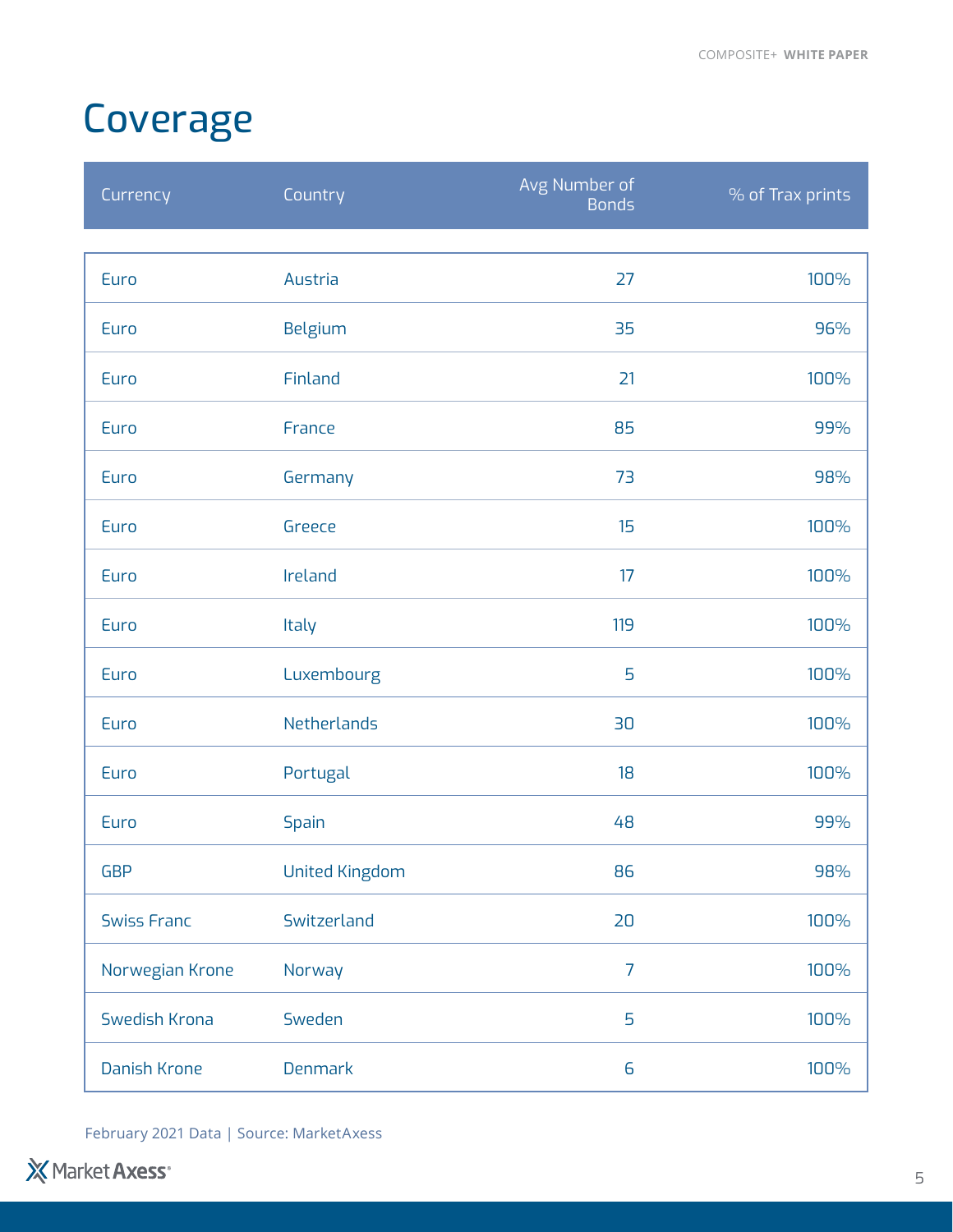# Coverage

| Currency | Country | Avg Number of Bonds | % of Trax prints |
|---|---|---|---|
| Euro | Austria | 27 | 100% |
| Euro | Belgium | 35 | 96% |
| Euro | Finland | 21 | 100% |
| Euro | France | 85 | 99% |
| Euro | Germany | 73 | 98% |
| Euro | Greece | 15 | 100% |
| Euro | Ireland | 17 | 100% |
| Euro | Italy | 119 | 100% |
| Euro | Luxembourg | 5 | 100% |
| Euro | Netherlands | 30 | 100% |
| Euro | Portugal | 18 | 100% |
| Euro | Spain | 48 | 99% |
| GBP | United Kingdom | 86 | 98% |
| Swiss Franc | Switzerland | 20 | 100% |
| Norwegian Krone | Norway | 7 | 100% |
| Swedish Krona | Sweden | 5 | 100% |
| Danish Krone | Denmark | 6 | 100% |

February 2021 Data | Source: MarketAxess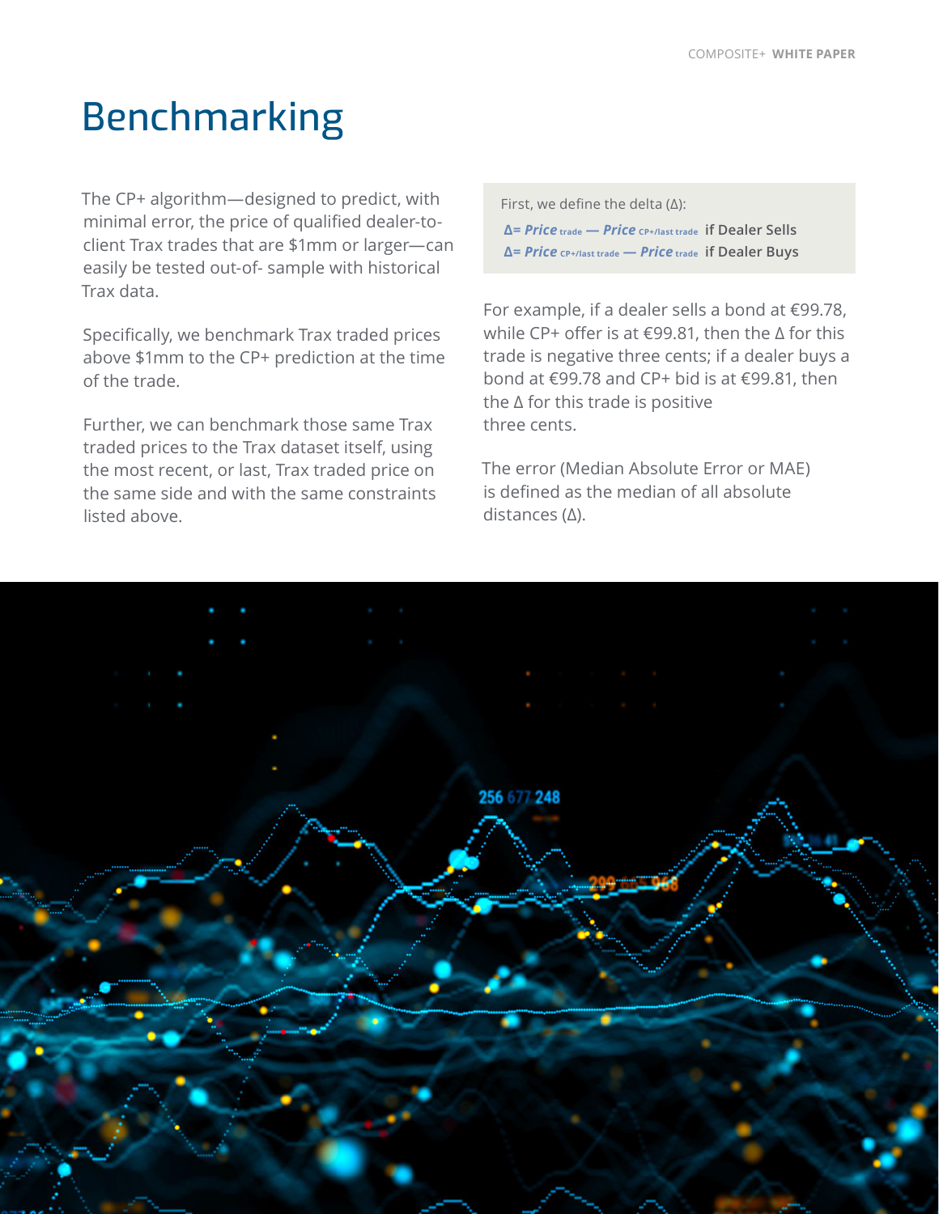# Benchmarking

The CP+ algorithm—designed to predict, with minimal error, the price of qualified dealer-to-client Trax trades that are $1mm or larger—can easily be tested out-of- sample with historical Trax data.

Specifically, we benchmark Trax traded prices above $1mm to the CP+ prediction at the time of the trade.

Further, we can benchmark those same Trax traded prices to the Trax dataset itself, using the most recent, or last, Trax traded price on the same side and with the same constraints listed above.

First, we define the delta (Δ):

$\Delta = Price_{trade} - Price_{CP+/last\ trade}$ if Dealer Sells

$\Delta = Price_{CP+/last\ trade} - Price_{trade}$ if Dealer Buys

For example, if a dealer sells a bond at €99.78, while CP+ offer is at €99.81, then the Δ for this trade is negative three cents; if a dealer buys a bond at €99.78 and CP+ bid is at €99.81, then the Δ for this trade is positive three cents.

The error (Median Absolute Error or MAE) is defined as the median of all absolute distances (Δ).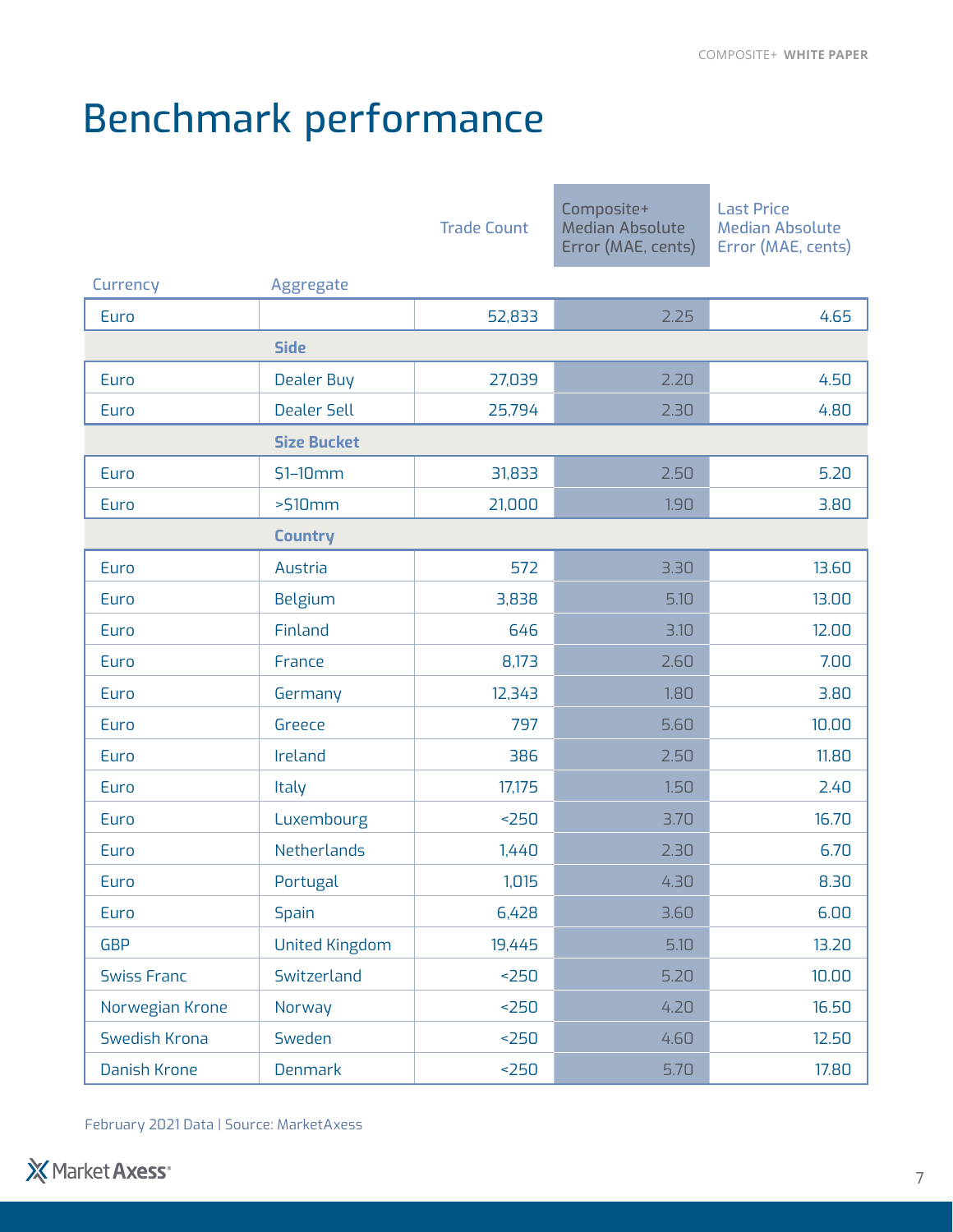# Benchmark performance

| Currency | Aggregate | Trade Count | Composite+ Median Absolute Error (MAE, cents) | Last Price Median Absolute Error (MAE, cents) |
|---|---|---|---|---|
| Euro | | 52,833 | 2.25 | 4.65 |
| | **Side** | | | |
| Euro | Dealer Buy | 27,039 | 2.20 | 4.50 |
| Euro | Dealer Sell | 25,794 | 2.30 | 4.80 |
| | **Size Bucket** | | | |
| Euro | $1–10mm | 31,833 | 2.50 | 5.20 |
| Euro | >$10mm | 21,000 | 1.90 | 3.80 |
| | **Country** | | | |
| Euro | Austria | 572 | 3.30 | 13.60 |
| Euro | Belgium | 3,838 | 5.10 | 13.00 |
| Euro | Finland | 646 | 3.10 | 12.00 |
| Euro | France | 8,173 | 2.60 | 7.00 |
| Euro | Germany | 12,343 | 1.80 | 3.80 |
| Euro | Greece | 797 | 5.60 | 10.00 |
| Euro | Ireland | 386 | 2.50 | 11.80 |
| Euro | Italy | 17,175 | 1.50 | 2.40 |
| Euro | Luxembourg | <250 | 3.70 | 16.70 |
| Euro | Netherlands | 1,440 | 2.30 | 6.70 |
| Euro | Portugal | 1,015 | 4.30 | 8.30 |
| Euro | Spain | 6,428 | 3.60 | 6.00 |
| GBP | United Kingdom | 19,445 | 5.10 | 13.20 |
| Swiss Franc | Switzerland | <250 | 5.20 | 10.00 |
| Norwegian Krone | Norway | <250 | 4.20 | 16.50 |
| Swedish Krona | Sweden | <250 | 4.60 | 12.50 |
| Danish Krone | Denmark | <250 | 5.70 | 17.80 |

February 2021 Data | Source: MarketAxess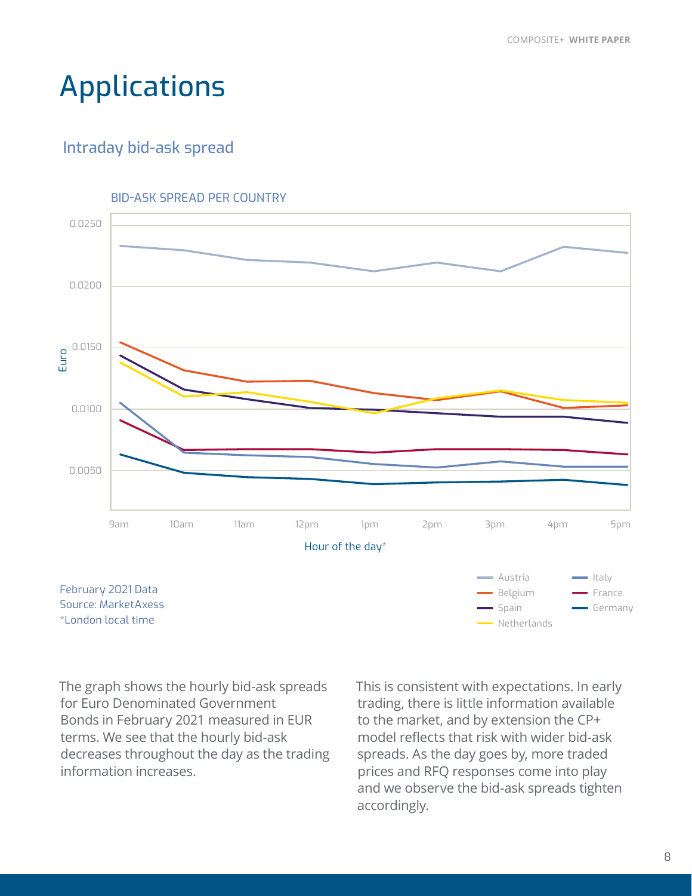// Applications

## Intraday bid-ask spread

BID-ASK SPREAD PER COUNTRY

February 2021 Data
Source: MarketAxess
*London local time

The graph shows the hourly bid-ask spreads for Euro Denominated Government Bonds in February 2021 measured in EUR terms. We see that the hourly bid-ask decreases throughout the day as the trading information increases.

This is consistent with expectations. In early trading, there is little information available to the market, and by extension the CP+ model reflects that risk with wider bid-ask spreads. As the day goes by, more traded prices and RFQ responses come into play and we observe the bid-ask spreads tighten accordingly.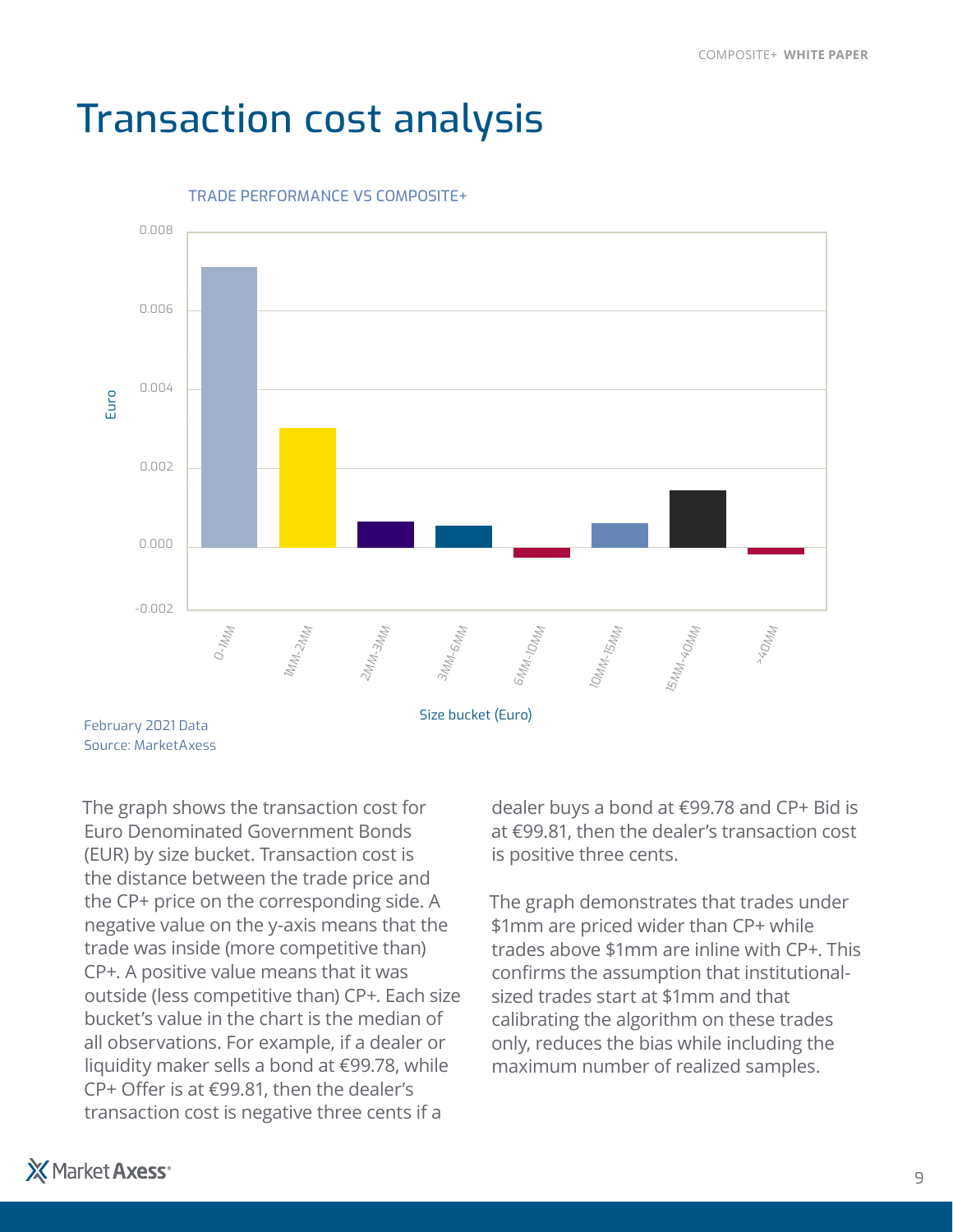# Transaction cost analysis

TRADE PERFORMANCE VS COMPOSITE+

February 2021 Data
Source: MarketAxess

The graph shows the transaction cost for Euro Denominated Government Bonds (EUR) by size bucket. Transaction cost is the distance between the trade price and the CP+ price on the corresponding side. A negative value on the y-axis means that the trade was inside (more competitive than) CP+. A positive value means that it was outside (less competitive than) CP+. Each size bucket's value in the chart is the median of all observations. For example, if a dealer or liquidity maker sells a bond at €99.78, while CP+ Offer is at €99.81, then the dealer's transaction cost is negative three cents if a dealer buys a bond at €99.78 and CP+ Bid is at €99.81, then the dealer's transaction cost is positive three cents.

The graph demonstrates that trades under $1mm are priced wider than CP+ while trades above $1mm are inline with CP+. This confirms the assumption that institutional-sized trades start at $1mm and that calibrating the algorithm on these trades only, reduces the bias while including the maximum number of realized samples.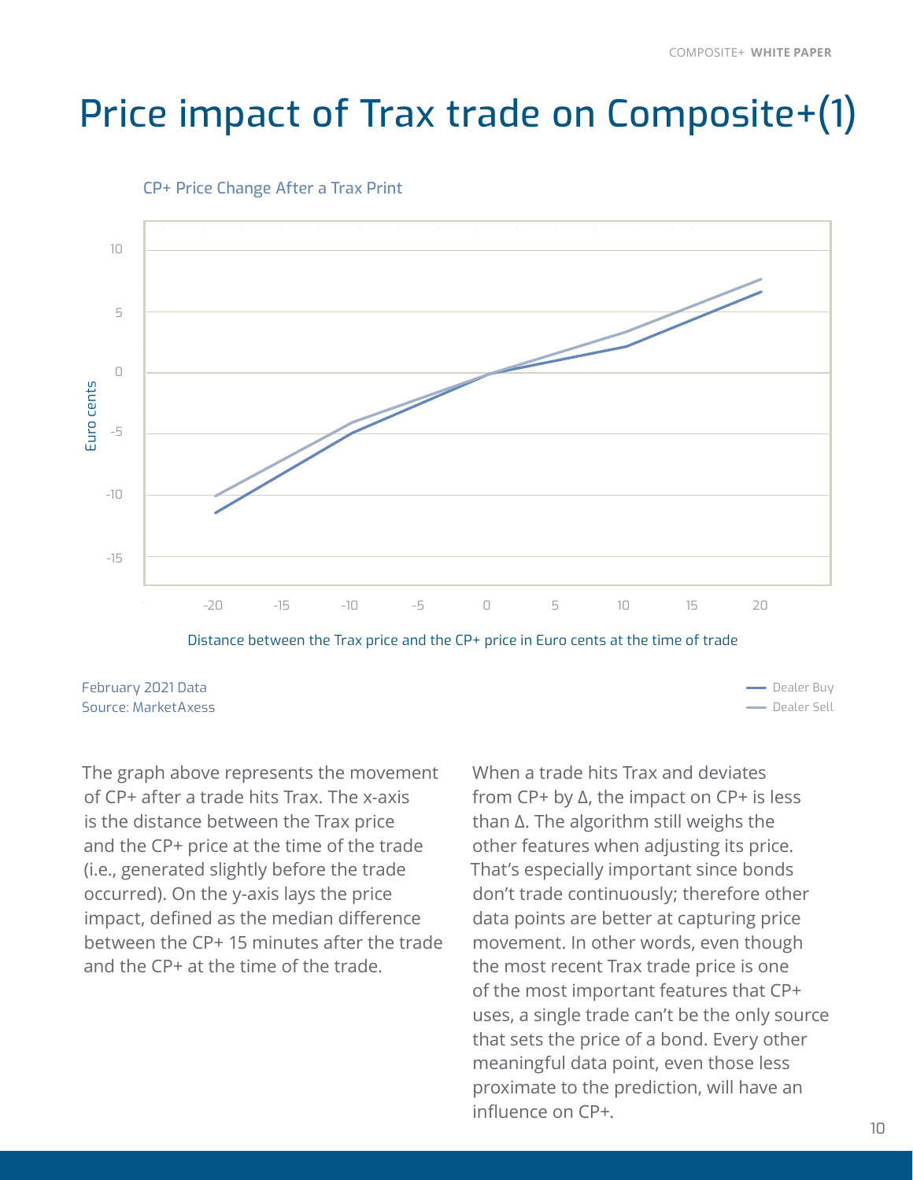# Price impact of Trax trade on Composite+(1)

CP+ Price Change After a Trax Print

Distance between the Trax price and the CP+ price in Euro cents at the time of trade

February 2021 Data
Source: MarketAxess

The graph above represents the movement of CP+ after a trade hits Trax. The x-axis is the distance between the Trax price and the CP+ price at the time of the trade (i.e., generated slightly before the trade occurred). On the y-axis lays the price impact, defined as the median difference between the CP+ 15 minutes after the trade and the CP+ at the time of the trade.

When a trade hits Trax and deviates from CP+ by Δ, the impact on CP+ is less than Δ. The algorithm still weighs the other features when adjusting its price. That's especially important since bonds don't trade continuously; therefore other data points are better at capturing price movement. In other words, even though the most recent Trax trade price is one of the most important features that CP+ uses, a single trade can't be the only source that sets the price of a bond. Every other meaningful data point, even those less proximate to the prediction, will have an influence on CP+.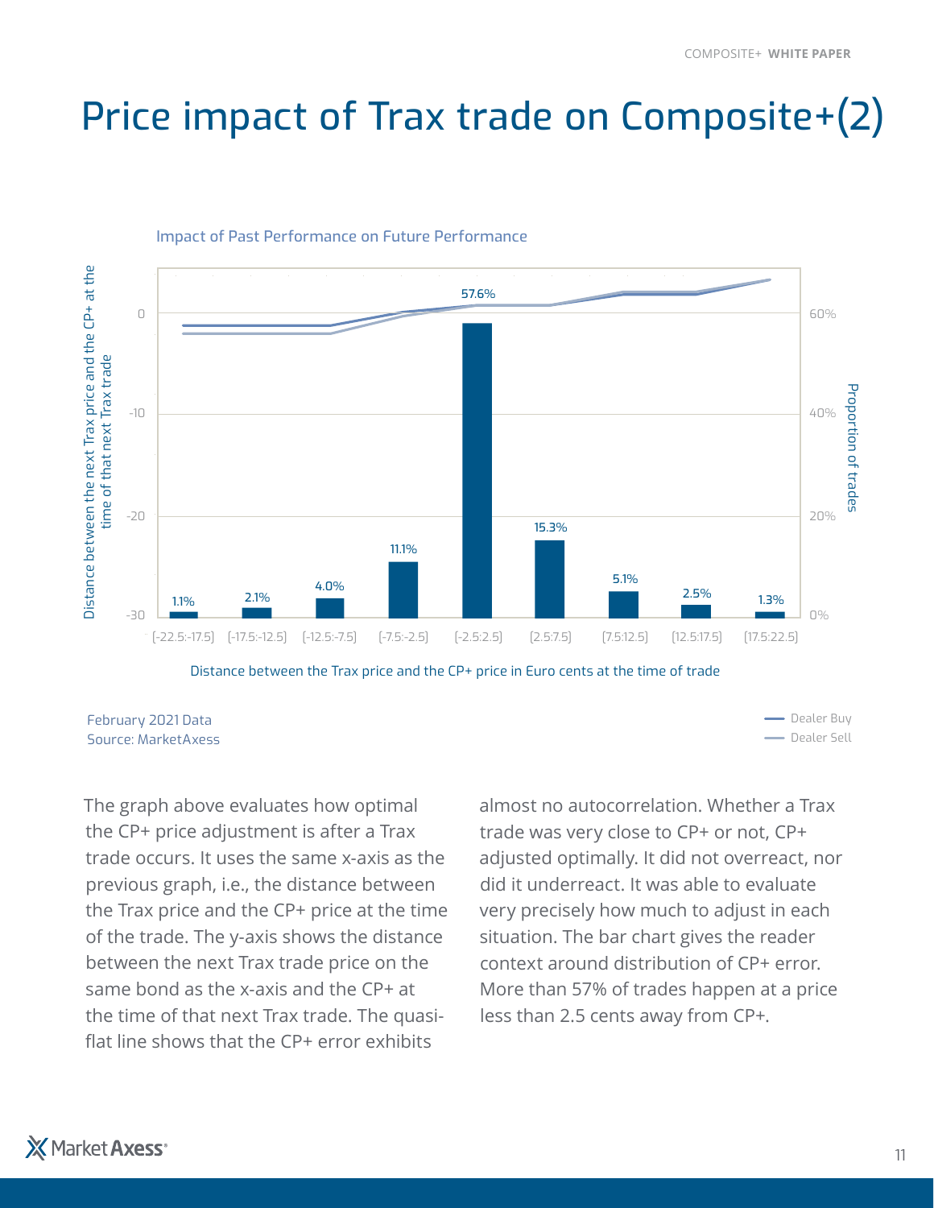# Price impact of Trax trade on Composite+(2)

Impact of Past Performance on Future Performance

| Distance between the Trax price and the CP+ price in Euro cents at the time of trade | Proportion of trades |
|---|---|
| [-22.5:-17.5] | 1.1% |
| [-17.5:-12.5] | 2.1% |
| [-12.5:-7.5] | 4.0% |
| [-7.5:-2.5] | 11.1% |
| [-2.5:2.5] | 57.6% |
| [2.5:7.5] | 15.3% |
| [7.5:12.5] | 5.1% |
| [12.5:17.5] | 2.5% |
| [17.5:22.5] | 1.3% |

Left axis: Distance between the next Trax price and the CP+ at the time of that next Trax trade. Right axis: Proportion of trades. Lines: Dealer Buy, Dealer Sell.

February 2021 Data
Source: MarketAxess

The graph above evaluates how optimal the CP+ price adjustment is after a Trax trade occurs. It uses the same x-axis as the previous graph, i.e., the distance between the Trax price and the CP+ price at the time of the trade. The y-axis shows the distance between the next Trax trade price on the same bond as the x-axis and the CP+ at the time of that next Trax trade. The quasi-flat line shows that the CP+ error exhibits almost no autocorrelation. Whether a Trax trade was very close to CP+ or not, CP+ adjusted optimally. It did not overreact, nor did it underreact. It was able to evaluate very precisely how much to adjust in each situation. The bar chart gives the reader context around distribution of CP+ error. More than 57% of trades happen at a price less than 2.5 cents away from CP+.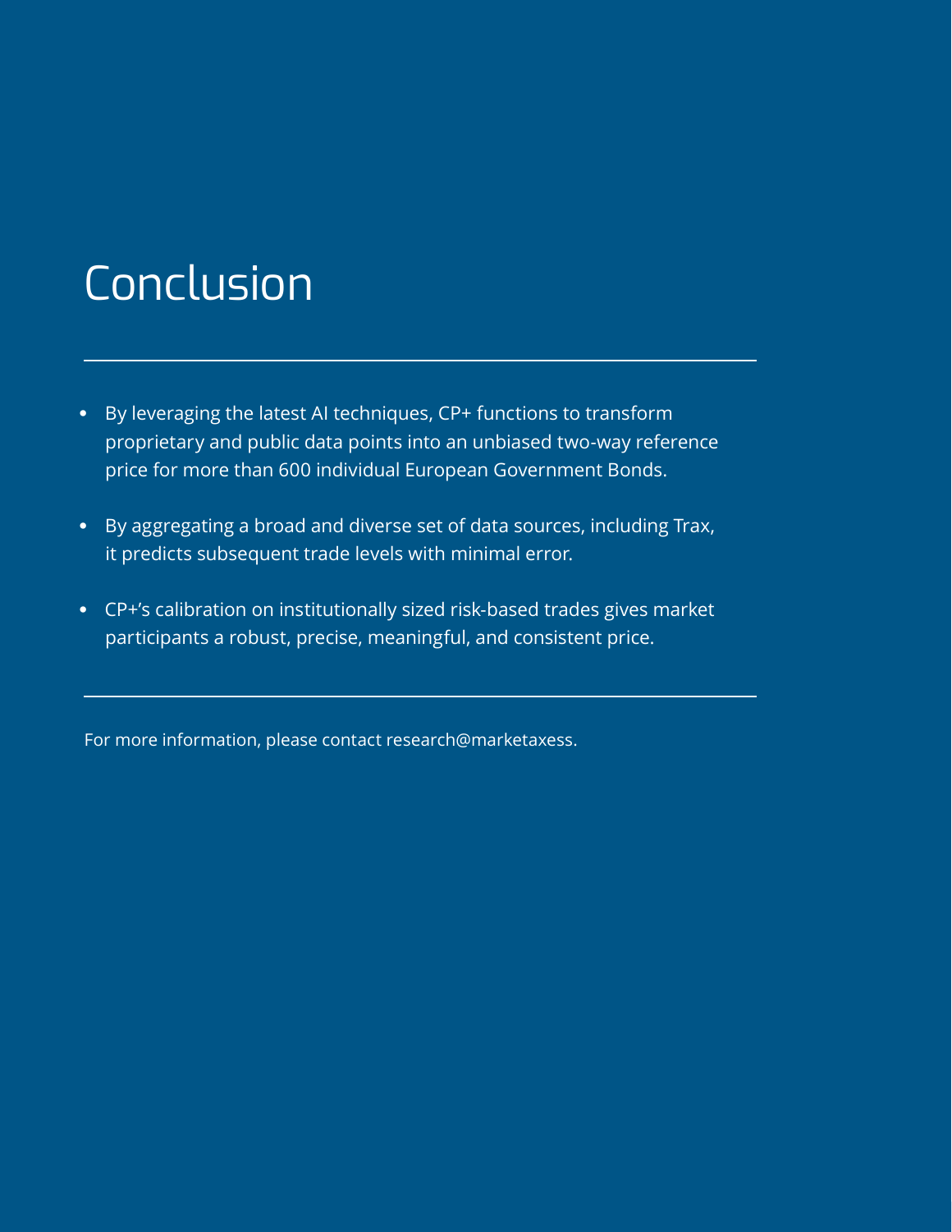# Conclusion

- By leveraging the latest AI techniques, CP+ functions to transform proprietary and public data points into an unbiased two-way reference price for more than 600 individual European Government Bonds.
- By aggregating a broad and diverse set of data sources, including Trax, it predicts subsequent trade levels with minimal error.
- CP+'s calibration on institutionally sized risk-based trades gives market participants a robust, precise, meaningful, and consistent price.

For more information, please contact research@marketaxess.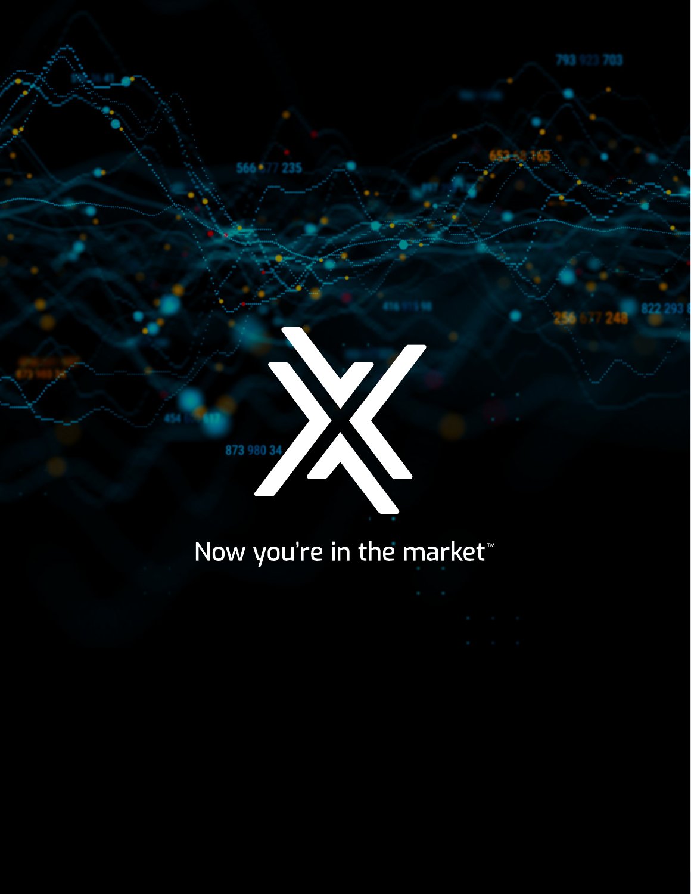Now you're in the market™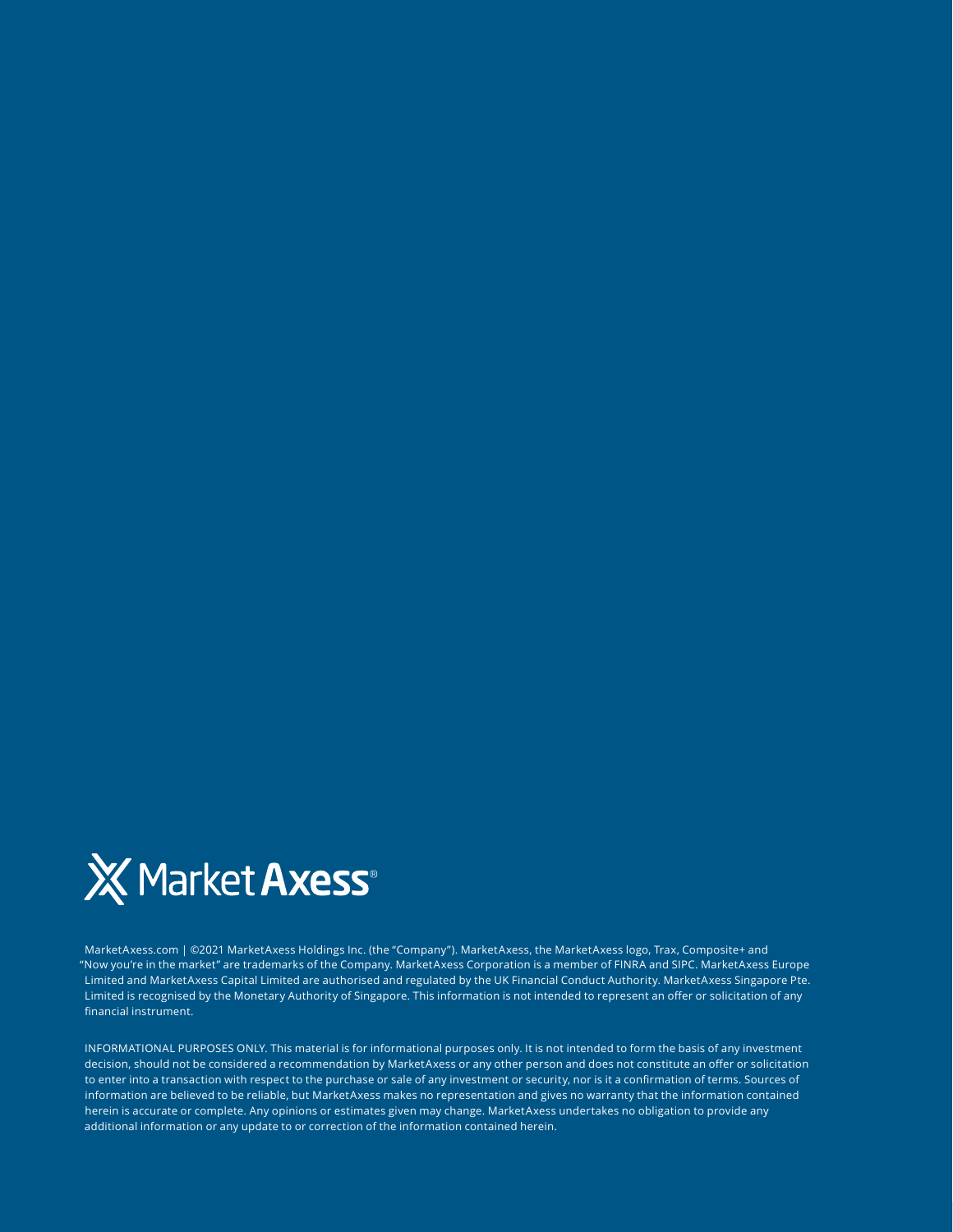MarketAxess.com | ©2021 MarketAxess Holdings Inc. (the "Company"). MarketAxess, the MarketAxess logo, Trax, Composite+ and "Now you're in the market" are trademarks of the Company. MarketAxess Corporation is a member of FINRA and SIPC. MarketAxess Europe Limited and MarketAxess Capital Limited are authorised and regulated by the UK Financial Conduct Authority. MarketAxess Singapore Pte. Limited is recognised by the Monetary Authority of Singapore. This information is not intended to represent an offer or solicitation of any financial instrument.

INFORMATIONAL PURPOSES ONLY. This material is for informational purposes only. It is not intended to form the basis of any investment decision, should not be considered a recommendation by MarketAxess or any other person and does not constitute an offer or solicitation to enter into a transaction with respect to the purchase or sale of any investment or security, nor is it a confirmation of terms. Sources of information are believed to be reliable, but MarketAxess makes no representation and gives no warranty that the information contained herein is accurate or complete. Any opinions or estimates given may change. MarketAxess undertakes no obligation to provide any additional information or any update to or correction of the information contained herein.